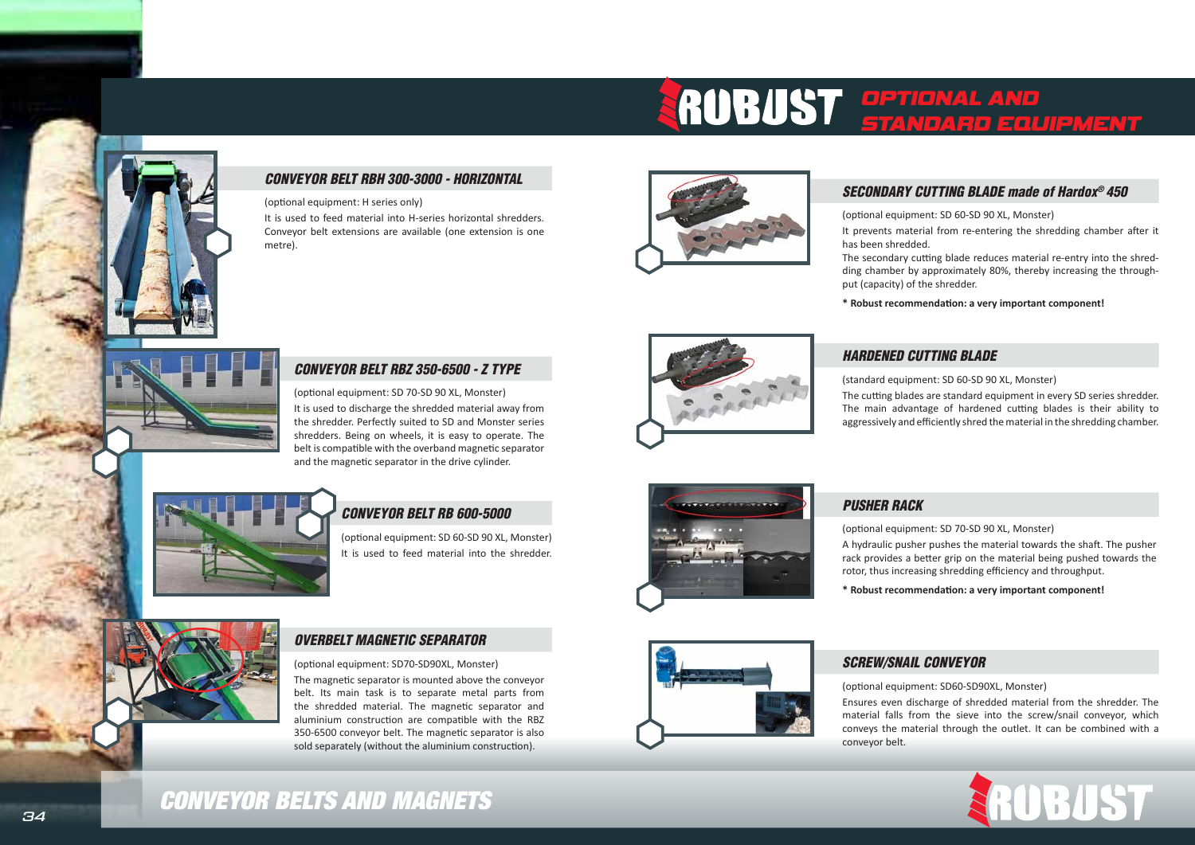# ROBUST OPTIONAL AND STANDARD EQUIPMENT

### CONVEYOR BELT RBH 300-3000 - HORIZONTAL

(optional equipment: H series only)

It is used to feed material into H-series horizontal shredders. Conveyor belt extensions are available (one extension is one metre).

### CONVEYOR BELT RBZ 350-6500 - Z TYPE

(optional equipment: SD 70-SD 90 XL, Monster)

It is used to discharge the shredded material away from the shredder. Perfectly suited to SD and Monster series shredders. Being on wheels, it is easy to operate. The belt is compatible with the overband magnetic separator and the magnetic separator in the drive cylinder.

### CONVEYOR BELT RB 600-5000

(optional equipment: SD 60-SD 90 XL, Monster)

It is used to feed material into the shredder.

### OVERBELT MAGNETIC SEPARATOR

(optional equipment: SD70-SD90XL, Monster)

The magnetic separator is mounted above the conveyor belt. Its main task is to separate metal parts from the shredded material. The magnetic separator and aluminium construction are compatible with the RBZ 350-6500 conveyor belt. The magnetic separator is also sold separately (without the aluminium construction).

### SECONDARY CUTTING BLADE made of Hardox® 450

(optional equipment: SD 60-SD 90 XL, Monster)

It prevents material from re-entering the shredding chamber after it has been shredded.

The secondary cutting blade reduces material re-entry into the shredding chamber by approximately 80%, thereby increasing the throughput (capacity) of the shredder.

**\* Robust recommendation: a very important component!**

### HARDENED CUTTING BLADE

(standard equipment: SD 60-SD 90 XL, Monster)

The cutting blades are standard equipment in every SD series shredder. The main advantage of hardened cutting blades is their ability to aggressively and efficiently shred the material in the shredding chamber.

### PUSHER RACK

(optional equipment: SD 70-SD 90 XL, Monster)

A hydraulic pusher pushes the material towards the shaft. The pusher rack provides a better grip on the material being pushed towards the rotor, thus increasing shredding efficiency and throughput.

**\* Robust recommendation: a very important component!**

### SCREW/SNAIL CONVEYOR

(optional equipment: SD60-SD90XL, Monster)

Ensures even discharge of shredded material from the shredder. The material falls from the sieve into the screw/snail conveyor, which conveys the material through the outlet. It can be combined with a conveyor belt.

## CONVEYOR BELTS AND MAGNETS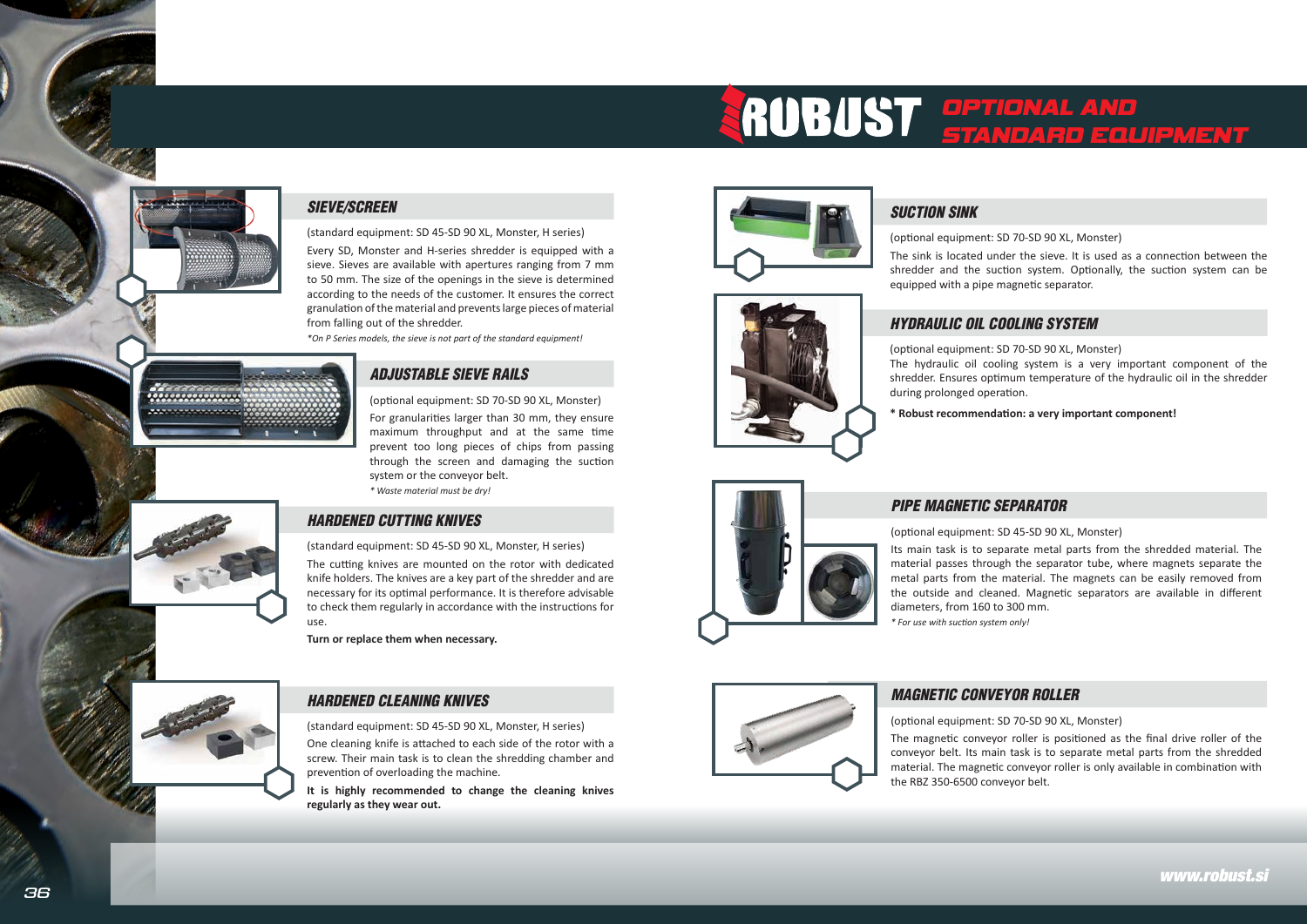# ROBUST OPTIONAL AND STANDARD EQUIPMENT

## SIEVE/SCREEN

(standard equipment: SD 45-SD 90 XL, Monster, H series)

Every SD, Monster and H-series shredder is equipped with a sieve. Sieves are available with apertures ranging from 7 mm to 50 mm. The size of the openings in the sieve is determined according to the needs of the customer. It ensures the correct granulation of the material and prevents large pieces of material from falling out of the shredder.

*\*On P Series models, the sieve is not part of the standard equipment!*

## ADJUSTABLE SIEVE RAILS

(optional equipment: SD 70-SD 90 XL, Monster)

For granularities larger than 30 mm, they ensure maximum throughput and at the same time prevent too long pieces of chips from passing through the screen and damaging the suction system or the conveyor belt.

*\* Waste material must be dry!*

## HARDENED CUTTING KNIVES

(standard equipment: SD 45-SD 90 XL, Monster, H series)

The cutting knives are mounted on the rotor with dedicated knife holders. The knives are a key part of the shredder and are necessary for its optimal performance. It is therefore advisable to check them regularly in accordance with the instructions for use.

**Turn or replace them when necessary.**

## HARDENED CLEANING KNIVES

(standard equipment: SD 45-SD 90 XL, Monster, H series)

One cleaning knife is attached to each side of the rotor with a screw. Their main task is to clean the shredding chamber and prevention of overloading the machine.

**It is highly recommended to change the cleaning knives regularly as they wear out.**

## SUCTION SINK

(optional equipment: SD 70-SD 90 XL, Monster)

The sink is located under the sieve. It is used as a connection between the shredder and the suction system. Optionally, the suction system can be equipped with a pipe magnetic separator.

## HYDRAULIC OIL COOLING SYSTEM

(optional equipment: SD 70-SD 90 XL, Monster)

The hydraulic oil cooling system is a very important component of the shredder. Ensures optimum temperature of the hydraulic oil in the shredder during prolonged operation.

**\* Robust recommendation: a very important component!**

## PIPE MAGNETIC SEPARATOR

(optional equipment: SD 45-SD 90 XL, Monster)

Its main task is to separate metal parts from the shredded material. The material passes through the separator tube, where magnets separate the metal parts from the material. The magnets can be easily removed from the outside and cleaned. Magnetic separators are available in different diameters, from 160 to 300 mm.

*\* For use with suction system only!*

## MAGNETIC CONVEYOR ROLLER

(optional equipment: SD 70-SD 90 XL, Monster)

The magnetic conveyor roller is positioned as the final drive roller of the conveyor belt. Its main task is to separate metal parts from the shredded material. The magnetic conveyor roller is only available in combination with the RBZ 350-6500 conveyor belt.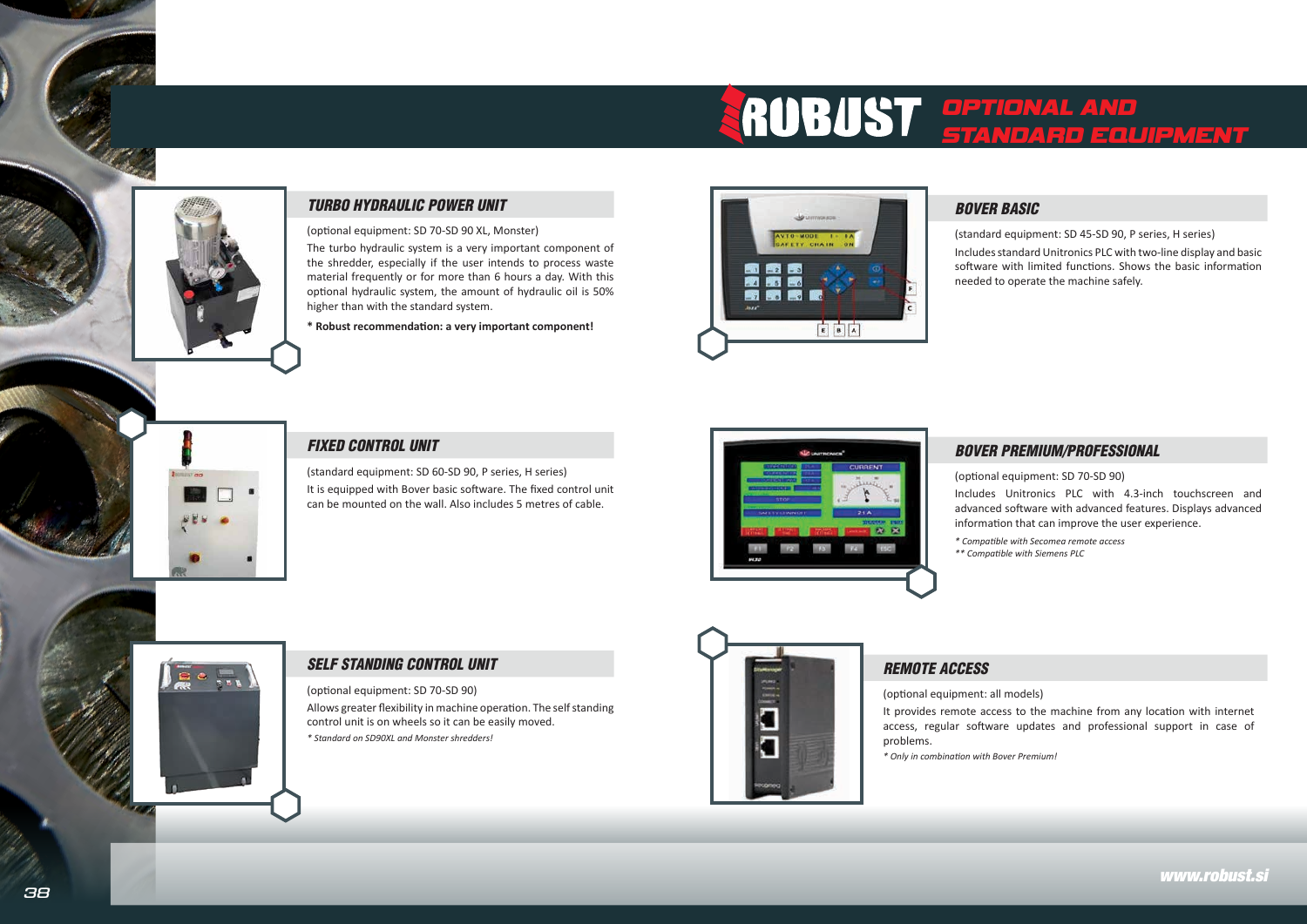# OPTIONAL AND STANDARD EQUIPMENT

### TURBO HYDRAULIC POWER UNIT

(optional equipment: SD 70-SD 90 XL, Monster)

The turbo hydraulic system is a very important component of the shredder, especially if the user intends to process waste material frequently or for more than 6 hours a day. With this optional hydraulic system, the amount of hydraulic oil is 50% higher than with the standard system.

**\* Robust recommendation: a very important component!**

### FIXED CONTROL UNIT

(standard equipment: SD 60-SD 90, P series, H series)

It is equipped with Bover basic software. The fixed control unit can be mounted on the wall. Also includes 5 metres of cable.

### SELF STANDING CONTROL UNIT

(optional equipment: SD 70-SD 90)

Allows greater flexibility in machine operation. The self standing control unit is on wheels so it can be easily moved.

*\* Standard on SD90XL and Monster shredders!*

### BOVER BASIC

(standard equipment: SD 45-SD 90, P series, H series)

Includes standard Unitronics PLC with two-line display and basic software with limited functions. Shows the basic information needed to operate the machine safely.

### BOVER PREMIUM/PROFESSIONAL

(optional equipment: SD 70-SD 90)

Includes Unitronics PLC with 4.3-inch touchscreen and advanced software with advanced features. Displays advanced information that can improve the user experience.

*\* Compatible with Secomea remote access*
*\*\* Compatible with Siemens PLC*

### REMOTE ACCESS

(optional equipment: all models)

It provides remote access to the machine from any location with internet access, regular software updates and professional support in case of problems.

*\* Only in combination with Bover Premium!*